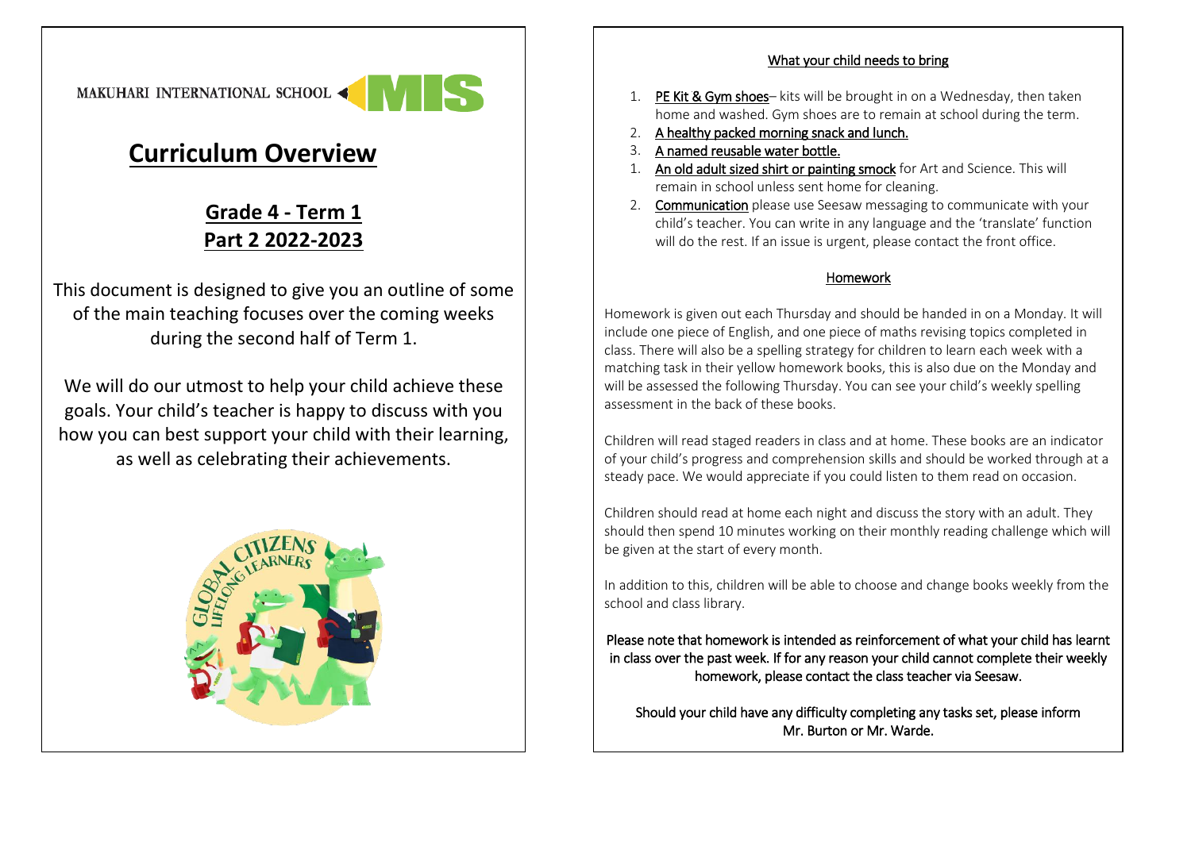MAKUHARI INTERNATIONAL SCHOOL MIS

# Curriculum Overview

## Grade 4 - Term 1
## Part 2 2022-2023

This document is designed to give you an outline of some of the main teaching focuses over the coming weeks during the second half of Term 1.

We will do our utmost to help your child achieve these goals. Your child's teacher is happy to discuss with you how you can best support your child with their learning, as well as celebrating their achievements.

### What your child needs to bring

1. PE Kit & Gym shoes– kits will be brought in on a Wednesday, then taken home and washed. Gym shoes are to remain at school during the term.
2. A healthy packed morning snack and lunch.
3. A named reusable water bottle.
1. An old adult sized shirt or painting smock for Art and Science. This will remain in school unless sent home for cleaning.
2. Communication please use Seesaw messaging to communicate with your child's teacher. You can write in any language and the 'translate' function will do the rest. If an issue is urgent, please contact the front office.

### Homework

Homework is given out each Thursday and should be handed in on a Monday. It will include one piece of English, and one piece of maths revising topics completed in class. There will also be a spelling strategy for children to learn each week with a matching task in their yellow homework books, this is also due on the Monday and will be assessed the following Thursday. You can see your child's weekly spelling assessment in the back of these books.

Children will read staged readers in class and at home. These books are an indicator of your child's progress and comprehension skills and should be worked through at a steady pace. We would appreciate if you could listen to them read on occasion.

Children should read at home each night and discuss the story with an adult. They should then spend 10 minutes working on their monthly reading challenge which will be given at the start of every month.

In addition to this, children will be able to choose and change books weekly from the school and class library.

Please note that homework is intended as reinforcement of what your child has learnt in class over the past week. If for any reason your child cannot complete their weekly homework, please contact the class teacher via Seesaw.

Should your child have any difficulty completing any tasks set, please inform Mr. Burton or Mr. Warde.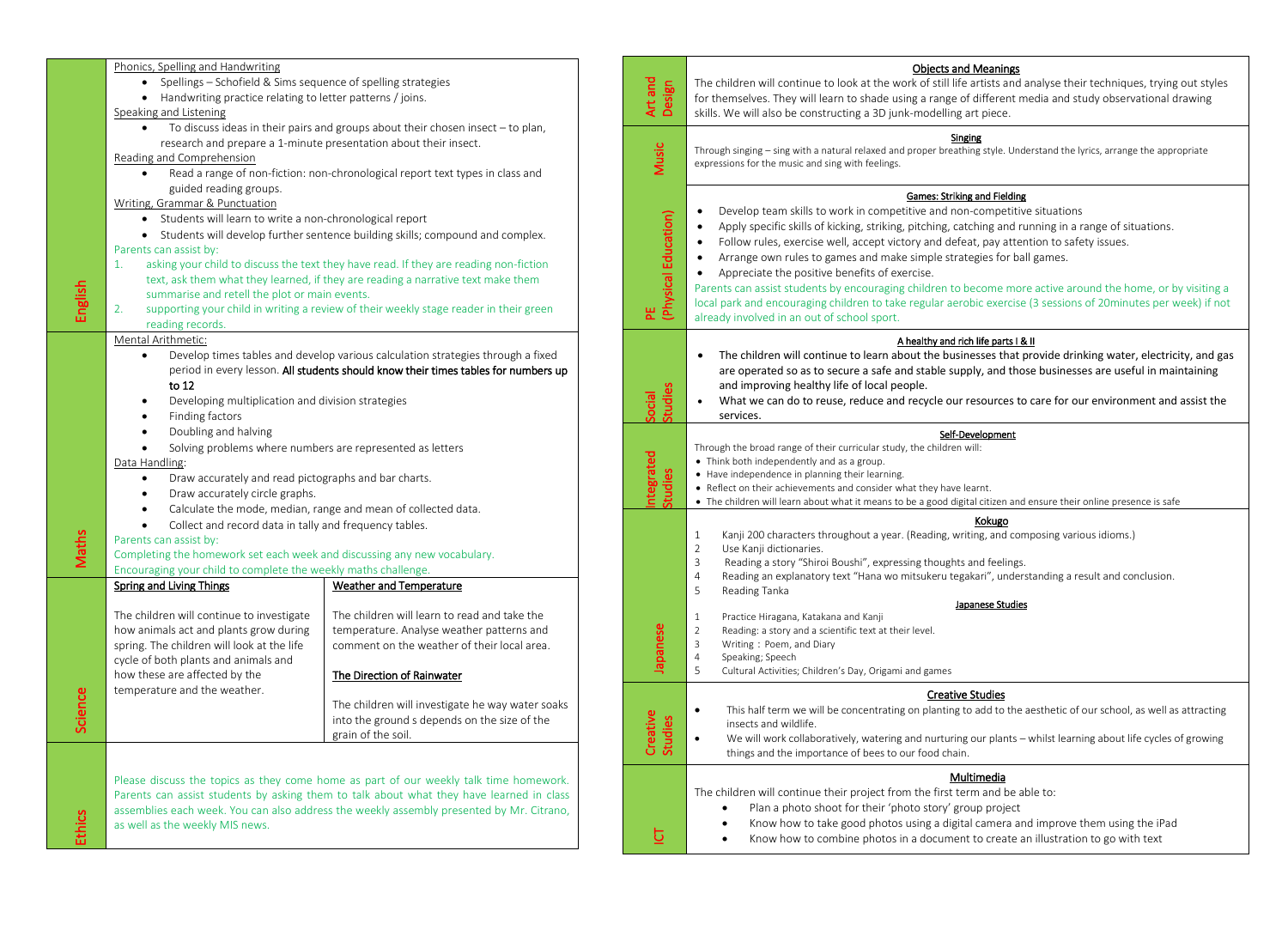## English

**Phonics, Spelling and Handwriting**

- Spellings – Schofield & Sims sequence of spelling strategies
- Handwriting practice relating to letter patterns / joins.

**Speaking and Listening**

- To discuss ideas in their pairs and groups about their chosen insect – to plan, research and prepare a 1-minute presentation about their insect.

**Reading and Comprehension**

- Read a range of non-fiction: non-chronological report text types in class and guided reading groups.

**Writing, Grammar & Punctuation**

- Students will learn to write a non-chronological report
- Students will develop further sentence building skills; compound and complex.

Parents can assist by:

1. asking your child to discuss the text they have read. If they are reading non-fiction text, ask them what they learned, if they are reading a narrative text make them summarise and retell the plot or main events.
2. supporting your child in writing a review of their weekly stage reader in their green reading records.

## Maths

**Mental Arithmetic:**

- Develop times tables and develop various calculation strategies through a fixed period in every lesson. **All students should know their times tables for numbers up to 12**
- Developing multiplication and division strategies
- Finding factors
- Doubling and halving
- Solving problems where numbers are represented as letters

**Data Handling:**

- Draw accurately and read pictographs and bar charts.
- Draw accurately circle graphs.
- Calculate the mode, median, range and mean of collected data.
- Collect and record data in tally and frequency tables.

Parents can assist by:
Completing the homework set each week and discussing any new vocabulary.
Encouraging your child to complete the weekly maths challenge.

## Science

**Spring and Living Things**

The children will continue to investigate how animals act and plants grow during spring. The children will look at the life cycle of both plants and animals and how these are affected by the temperature and the weather.

**Weather and Temperature**

The children will learn to read and take the temperature. Analyse weather patterns and comment on the weather of their local area.

**The Direction of Rainwater**

The children will investigate he way water soaks into the ground s depends on the size of the grain of the soil.

## Ethics

Please discuss the topics as they come home as part of our weekly talk time homework. Parents can assist students by asking them to talk about what they have learned in class assemblies each week. You can also address the weekly assembly presented by Mr. Citrano, as well as the weekly MIS news.

## Art and Design

**Objects and Meanings**

The children will continue to look at the work of still life artists and analyse their techniques, trying out styles for themselves. They will learn to shade using a range of different media and study observational drawing skills. We will also be constructing a 3D junk-modelling art piece.

## Music

**Singing**

Through singing – sing with a natural relaxed and proper breathing style. Understand the lyrics, arrange the appropriate expressions for the music and sing with feelings.

## PE (Physical Education)

**Games: Striking and Fielding**

- Develop team skills to work in competitive and non-competitive situations
- Apply specific skills of kicking, striking, pitching, catching and running in a range of situations.
- Follow rules, exercise well, accept victory and defeat, pay attention to safety issues.
- Arrange own rules to games and make simple strategies for ball games.
- Appreciate the positive benefits of exercise.

Parents can assist students by encouraging children to become more active around the home, or by visiting a local park and encouraging children to take regular aerobic exercise (3 sessions of 20minutes per week) if not already involved in an out of school sport.

## Social Studies

**A healthy and rich life parts I & II**

- The children will continue to learn about the businesses that provide drinking water, electricity, and gas are operated so as to secure a safe and stable supply, and those businesses are useful in maintaining and improving healthy life of local people.
- What we can do to reuse, reduce and recycle our resources to care for our environment and assist the services.

## Integrated Studies

**Self-Development**

Through the broad range of their curricular study, the children will:

- Think both independently and as a group.
- Have independence in planning their learning.
- Reflect on their achievements and consider what they have learnt.
- The children will learn about what it means to be a good digital citizen and ensure their online presence is safe

## Japanese

**Kokugo**

1. Kanji 200 characters throughout a year. (Reading, writing, and composing various idioms.)
2. Use Kanji dictionaries.
3. Reading a story "Shiroi Boushi", expressing thoughts and feelings.
4. Reading an explanatory text "Hana wo mitsukeru tegakari", understanding a result and conclusion.
5. Reading Tanka

**Japanese Studies**

1. Practice Hiragana, Katakana and Kanji
2. Reading: a story and a scientific text at their level.
3. Writing： Poem, and Diary
4. Speaking; Speech
5. Cultural Activities; Children's Day, Origami and games

## Creative Studies

**Creative Studies**

- This half term we will be concentrating on planting to add to the aesthetic of our school, as well as attracting insects and wildlife.
- We will work collaboratively, watering and nurturing our plants – whilst learning about life cycles of growing things and the importance of bees to our food chain.

## ICT

**Multimedia**

The children will continue their project from the first term and be able to:

- Plan a photo shoot for their 'photo story' group project
- Know how to take good photos using a digital camera and improve them using the iPad
- Know how to combine photos in a document to create an illustration to go with text